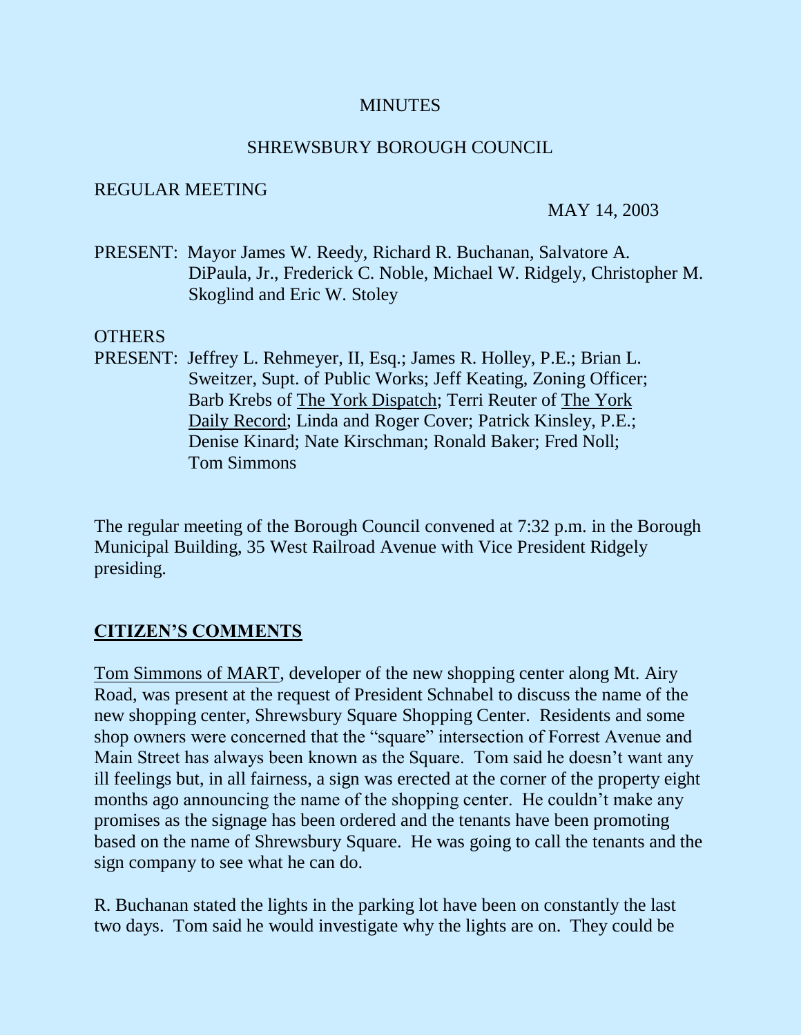# MINUTES

## SHREWSBURY BOROUGH COUNCIL

REGULAR MEETING

MAY 14, 2003

PRESENT: Mayor James W. Reedy, Richard R. Buchanan, Salvatore A. DiPaula, Jr., Frederick C. Noble, Michael W. Ridgely, Christopher M. Skoglind and Eric W. Stoley

OTHERS PRESENT: Jeffrey L. Rehmeyer, II, Esq.; James R. Holley, P.E.; Brian L. Sweitzer, Supt. of Public Works; Jeff Keating, Zoning Officer; Barb Krebs of The York Dispatch; Terri Reuter of The York Daily Record; Linda and Roger Cover; Patrick Kinsley, P.E.; Denise Kinard; Nate Kirschman; Ronald Baker; Fred Noll; Tom Simmons

The regular meeting of the Borough Council convened at 7:32 p.m. in the Borough Municipal Building, 35 West Railroad Avenue with Vice President Ridgely presiding.

## CITIZEN'S COMMENTS

Tom Simmons of MART, developer of the new shopping center along Mt. Airy Road, was present at the request of President Schnabel to discuss the name of the new shopping center, Shrewsbury Square Shopping Center. Residents and some shop owners were concerned that the "square" intersection of Forrest Avenue and Main Street has always been known as the Square. Tom said he doesn't want any ill feelings but, in all fairness, a sign was erected at the corner of the property eight months ago announcing the name of the shopping center. He couldn't make any promises as the signage has been ordered and the tenants have been promoting based on the name of Shrewsbury Square. He was going to call the tenants and the sign company to see what he can do.

R. Buchanan stated the lights in the parking lot have been on constantly the last two days. Tom said he would investigate why the lights are on. They could be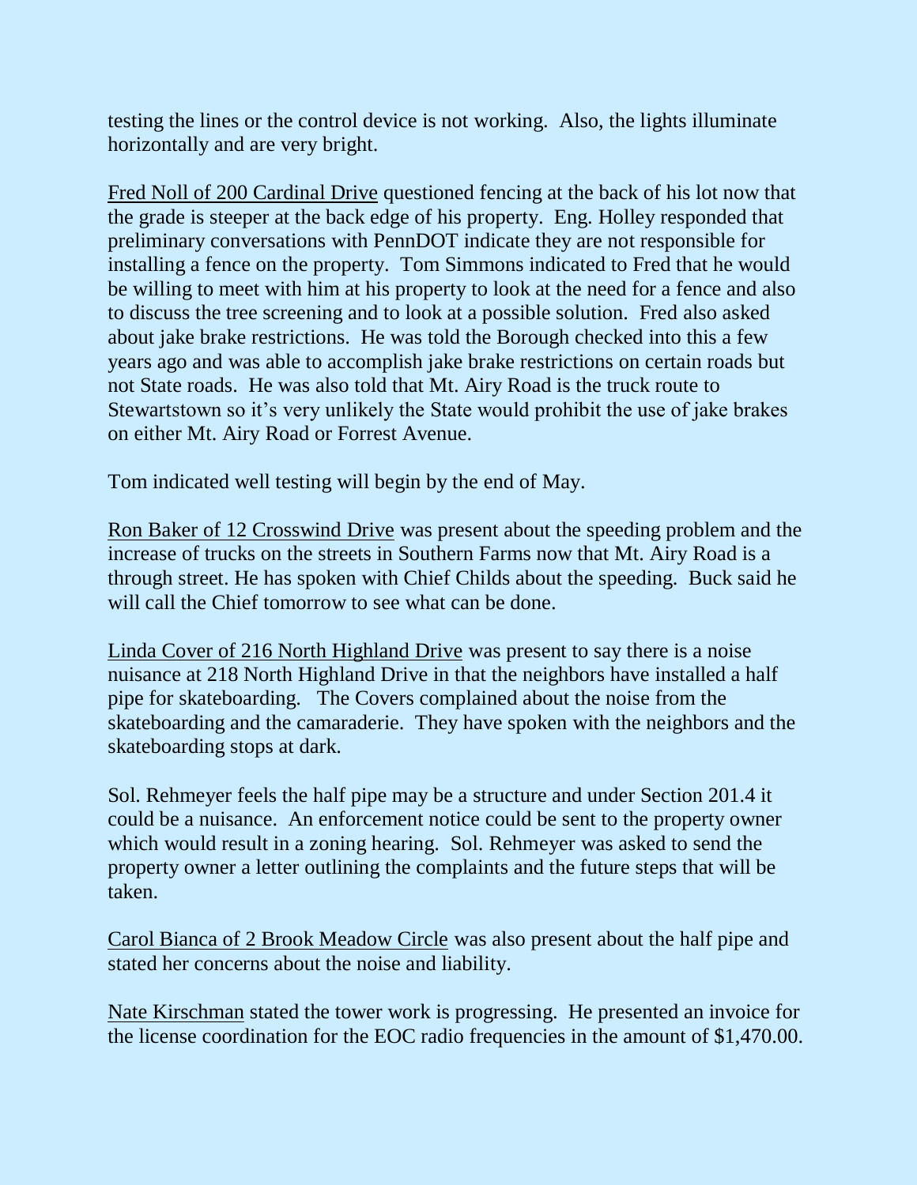testing the lines or the control device is not working. Also, the lights illuminate horizontally and are very bright.

Fred Noll of 200 Cardinal Drive questioned fencing at the back of his lot now that the grade is steeper at the back edge of his property. Eng. Holley responded that preliminary conversations with PennDOT indicate they are not responsible for installing a fence on the property. Tom Simmons indicated to Fred that he would be willing to meet with him at his property to look at the need for a fence and also to discuss the tree screening and to look at a possible solution. Fred also asked about jake brake restrictions. He was told the Borough checked into this a few years ago and was able to accomplish jake brake restrictions on certain roads but not State roads. He was also told that Mt. Airy Road is the truck route to Stewartstown so it's very unlikely the State would prohibit the use of jake brakes on either Mt. Airy Road or Forrest Avenue.

Tom indicated well testing will begin by the end of May.

Ron Baker of 12 Crosswind Drive was present about the speeding problem and the increase of trucks on the streets in Southern Farms now that Mt. Airy Road is a through street. He has spoken with Chief Childs about the speeding. Buck said he will call the Chief tomorrow to see what can be done.

Linda Cover of 216 North Highland Drive was present to say there is a noise nuisance at 218 North Highland Drive in that the neighbors have installed a half pipe for skateboarding. The Covers complained about the noise from the skateboarding and the camaraderie. They have spoken with the neighbors and the skateboarding stops at dark.

Sol. Rehmeyer feels the half pipe may be a structure and under Section 201.4 it could be a nuisance. An enforcement notice could be sent to the property owner which would result in a zoning hearing. Sol. Rehmeyer was asked to send the property owner a letter outlining the complaints and the future steps that will be taken.

Carol Bianca of 2 Brook Meadow Circle was also present about the half pipe and stated her concerns about the noise and liability.

Nate Kirschman stated the tower work is progressing. He presented an invoice for the license coordination for the EOC radio frequencies in the amount of $1,470.00.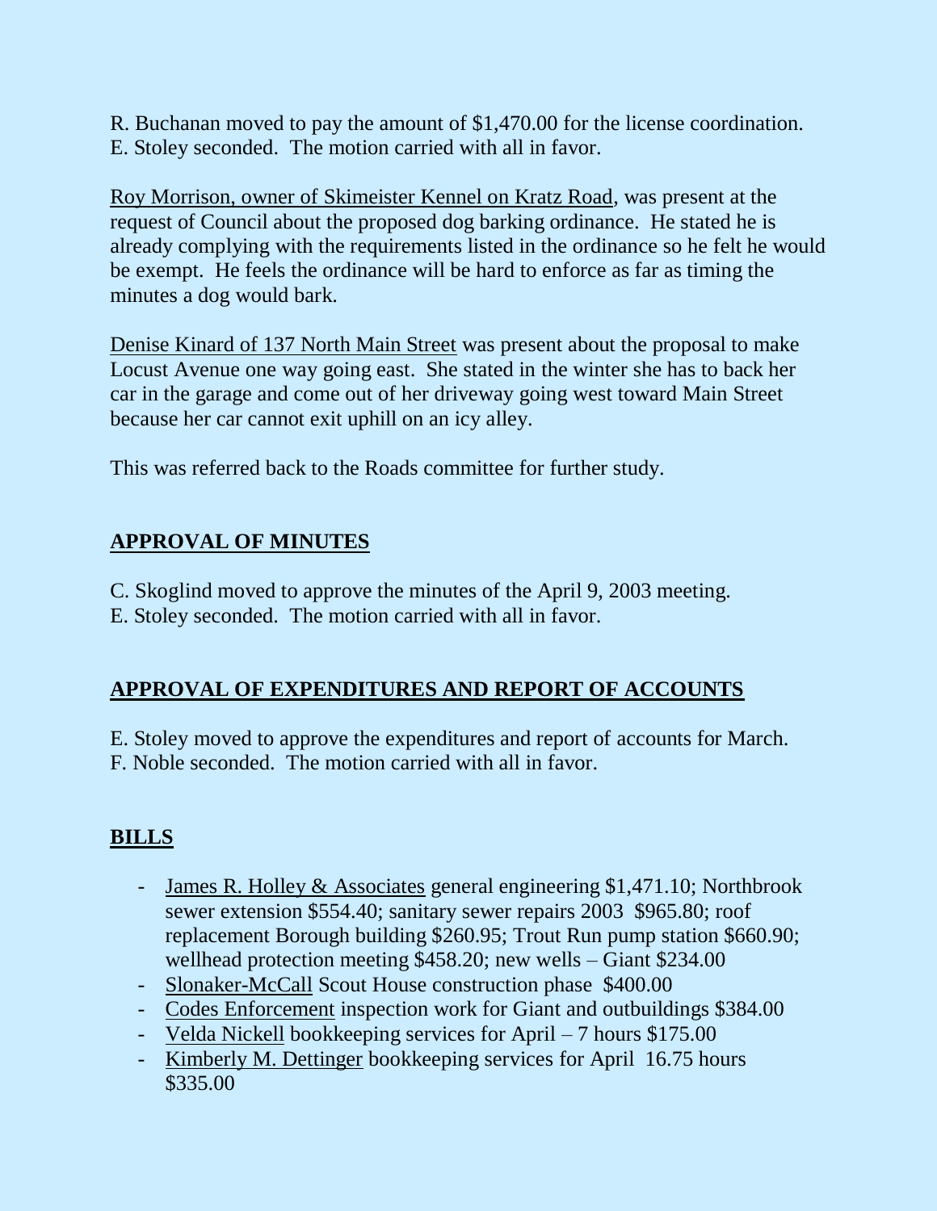R. Buchanan moved to pay the amount of $1,470.00 for the license coordination. E. Stoley seconded. The motion carried with all in favor.

Roy Morrison, owner of Skimeister Kennel on Kratz Road, was present at the request of Council about the proposed dog barking ordinance. He stated he is already complying with the requirements listed in the ordinance so he felt he would be exempt. He feels the ordinance will be hard to enforce as far as timing the minutes a dog would bark.

Denise Kinard of 137 North Main Street was present about the proposal to make Locust Avenue one way going east. She stated in the winter she has to back her car in the garage and come out of her driveway going west toward Main Street because her car cannot exit uphill on an icy alley.

This was referred back to the Roads committee for further study.

## APPROVAL OF MINUTES

C. Skoglind moved to approve the minutes of the April 9, 2003 meeting. E. Stoley seconded. The motion carried with all in favor.

## APPROVAL OF EXPENDITURES AND REPORT OF ACCOUNTS

E. Stoley moved to approve the expenditures and report of accounts for March. F. Noble seconded. The motion carried with all in favor.

## BILLS

- James R. Holley & Associates general engineering $1,471.10; Northbrook sewer extension $554.40; sanitary sewer repairs 2003 $965.80; roof replacement Borough building $260.95; Trout Run pump station $660.90; wellhead protection meeting $458.20; new wells – Giant $234.00
- Slonaker-McCall Scout House construction phase $400.00
- Codes Enforcement inspection work for Giant and outbuildings $384.00
- Velda Nickell bookkeeping services for April – 7 hours $175.00
- Kimberly M. Dettinger bookkeeping services for April 16.75 hours $335.00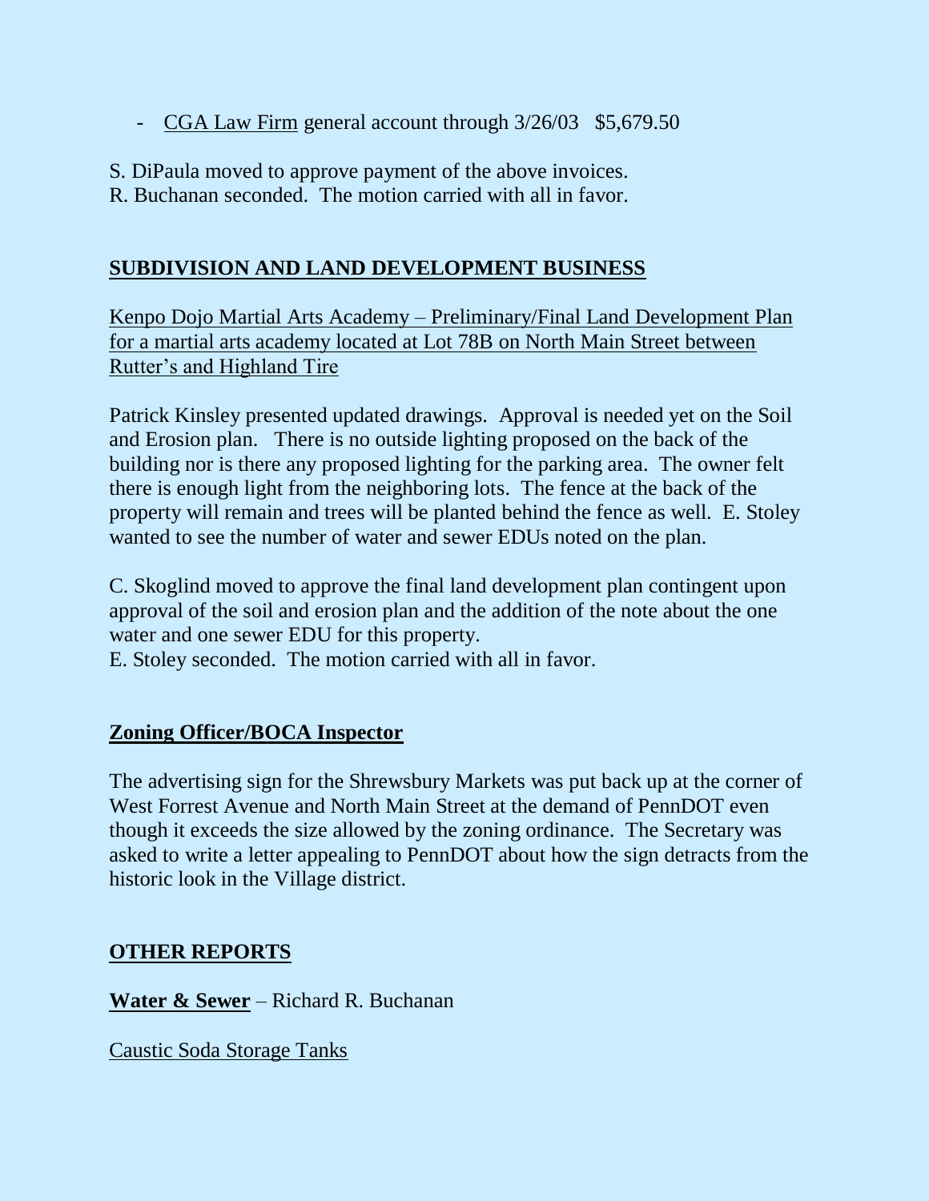- CGA Law Firm general account through 3/26/03 $5,679.50

S. DiPaula moved to approve payment of the above invoices.
R. Buchanan seconded. The motion carried with all in favor.

## SUBDIVISION AND LAND DEVELOPMENT BUSINESS

Kenpo Dojo Martial Arts Academy – Preliminary/Final Land Development Plan for a martial arts academy located at Lot 78B on North Main Street between Rutter's and Highland Tire

Patrick Kinsley presented updated drawings. Approval is needed yet on the Soil and Erosion plan. There is no outside lighting proposed on the back of the building nor is there any proposed lighting for the parking area. The owner felt there is enough light from the neighboring lots. The fence at the back of the property will remain and trees will be planted behind the fence as well. E. Stoley wanted to see the number of water and sewer EDUs noted on the plan.

C. Skoglind moved to approve the final land development plan contingent upon approval of the soil and erosion plan and the addition of the note about the one water and one sewer EDU for this property.
E. Stoley seconded. The motion carried with all in favor.

## Zoning Officer/BOCA Inspector

The advertising sign for the Shrewsbury Markets was put back up at the corner of West Forrest Avenue and North Main Street at the demand of PennDOT even though it exceeds the size allowed by the zoning ordinance. The Secretary was asked to write a letter appealing to PennDOT about how the sign detracts from the historic look in the Village district.

## OTHER REPORTS

**Water & Sewer** – Richard R. Buchanan

Caustic Soda Storage Tanks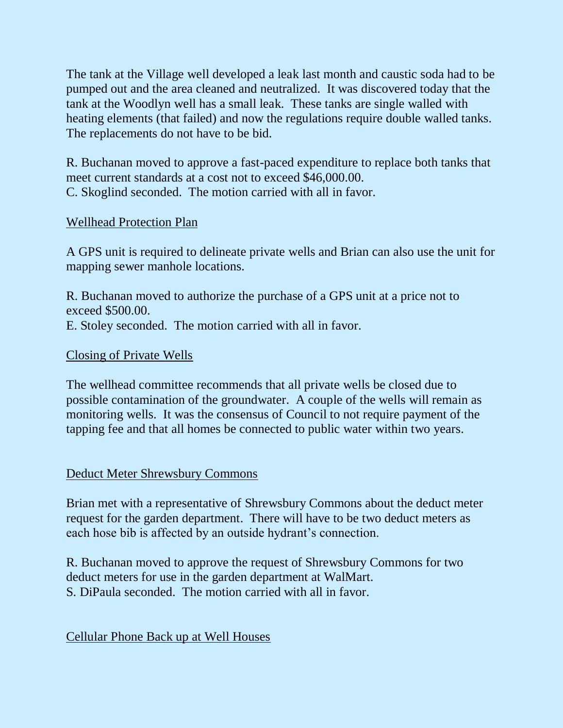The tank at the Village well developed a leak last month and caustic soda had to be pumped out and the area cleaned and neutralized. It was discovered today that the tank at the Woodlyn well has a small leak. These tanks are single walled with heating elements (that failed) and now the regulations require double walled tanks. The replacements do not have to be bid.

R. Buchanan moved to approve a fast-paced expenditure to replace both tanks that meet current standards at a cost not to exceed $46,000.00.
C. Skoglind seconded. The motion carried with all in favor.

<u>Wellhead Protection Plan</u>

A GPS unit is required to delineate private wells and Brian can also use the unit for mapping sewer manhole locations.

R. Buchanan moved to authorize the purchase of a GPS unit at a price not to exceed $500.00.
E. Stoley seconded. The motion carried with all in favor.

<u>Closing of Private Wells</u>

The wellhead committee recommends that all private wells be closed due to possible contamination of the groundwater. A couple of the wells will remain as monitoring wells. It was the consensus of Council to not require payment of the tapping fee and that all homes be connected to public water within two years.

<u>Deduct Meter Shrewsbury Commons</u>

Brian met with a representative of Shrewsbury Commons about the deduct meter request for the garden department. There will have to be two deduct meters as each hose bib is affected by an outside hydrant's connection.

R. Buchanan moved to approve the request of Shrewsbury Commons for two deduct meters for use in the garden department at WalMart.
S. DiPaula seconded. The motion carried with all in favor.

<u>Cellular Phone Back up at Well Houses</u>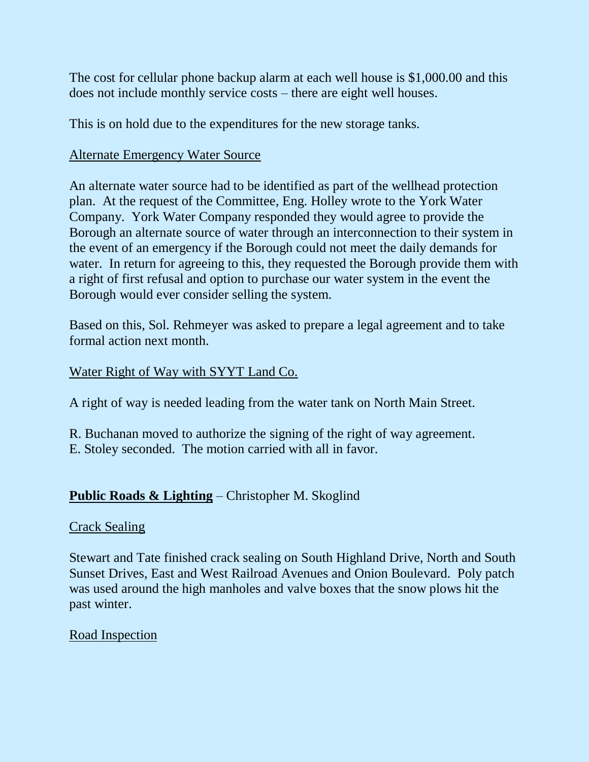The cost for cellular phone backup alarm at each well house is $1,000.00 and this does not include monthly service costs – there are eight well houses.

This is on hold due to the expenditures for the new storage tanks.

<u>Alternate Emergency Water Source</u>

An alternate water source had to be identified as part of the wellhead protection plan. At the request of the Committee, Eng. Holley wrote to the York Water Company. York Water Company responded they would agree to provide the Borough an alternate source of water through an interconnection to their system in the event of an emergency if the Borough could not meet the daily demands for water. In return for agreeing to this, they requested the Borough provide them with a right of first refusal and option to purchase our water system in the event the Borough would ever consider selling the system.

Based on this, Sol. Rehmeyer was asked to prepare a legal agreement and to take formal action next month.

<u>Water Right of Way with SYYT Land Co.</u>

A right of way is needed leading from the water tank on North Main Street.

R. Buchanan moved to authorize the signing of the right of way agreement.
E. Stoley seconded. The motion carried with all in favor.

## **<u>Public Roads & Lighting</u>** – Christopher M. Skoglind

<u>Crack Sealing</u>

Stewart and Tate finished crack sealing on South Highland Drive, North and South Sunset Drives, East and West Railroad Avenues and Onion Boulevard. Poly patch was used around the high manholes and valve boxes that the snow plows hit the past winter.

<u>Road Inspection</u>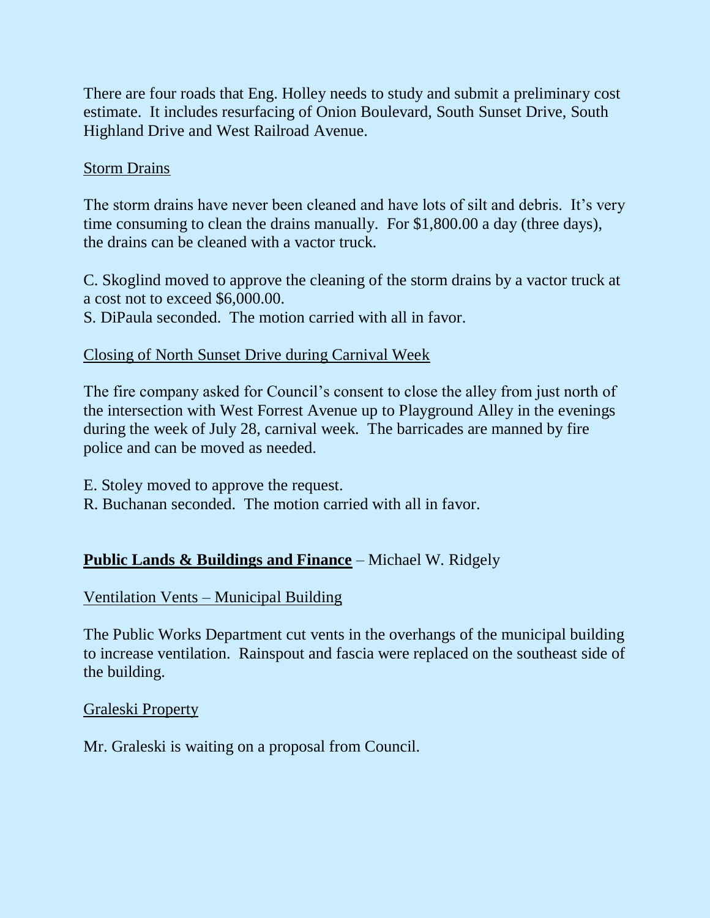There are four roads that Eng. Holley needs to study and submit a preliminary cost estimate. It includes resurfacing of Onion Boulevard, South Sunset Drive, South Highland Drive and West Railroad Avenue.

Storm Drains

The storm drains have never been cleaned and have lots of silt and debris. It's very time consuming to clean the drains manually. For $1,800.00 a day (three days), the drains can be cleaned with a vactor truck.

C. Skoglind moved to approve the cleaning of the storm drains by a vactor truck at a cost not to exceed $6,000.00.
S. DiPaula seconded. The motion carried with all in favor.

Closing of North Sunset Drive during Carnival Week

The fire company asked for Council's consent to close the alley from just north of the intersection with West Forrest Avenue up to Playground Alley in the evenings during the week of July 28, carnival week. The barricades are manned by fire police and can be moved as needed.

E. Stoley moved to approve the request.
R. Buchanan seconded. The motion carried with all in favor.

**Public Lands & Buildings and Finance** – Michael W. Ridgely

Ventilation Vents – Municipal Building

The Public Works Department cut vents in the overhangs of the municipal building to increase ventilation. Rainspout and fascia were replaced on the southeast side of the building.

Graleski Property

Mr. Graleski is waiting on a proposal from Council.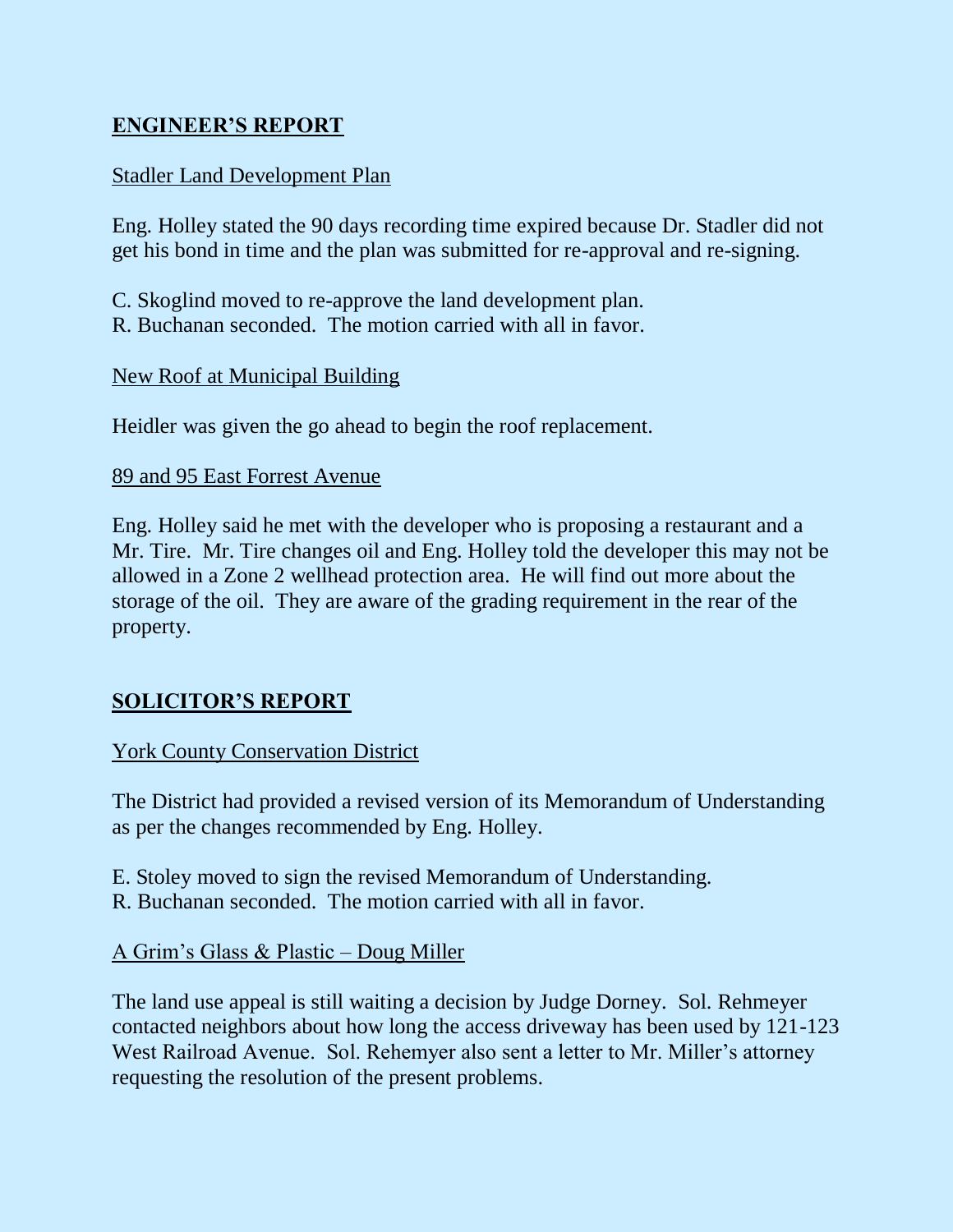## ENGINEER'S REPORT

Stadler Land Development Plan

Eng. Holley stated the 90 days recording time expired because Dr. Stadler did not get his bond in time and the plan was submitted for re-approval and re-signing.

C. Skoglind moved to re-approve the land development plan.
R. Buchanan seconded. The motion carried with all in favor.

New Roof at Municipal Building

Heidler was given the go ahead to begin the roof replacement.

89 and 95 East Forrest Avenue

Eng. Holley said he met with the developer who is proposing a restaurant and a Mr. Tire. Mr. Tire changes oil and Eng. Holley told the developer this may not be allowed in a Zone 2 wellhead protection area. He will find out more about the storage of the oil. They are aware of the grading requirement in the rear of the property.

## SOLICITOR'S REPORT

York County Conservation District

The District had provided a revised version of its Memorandum of Understanding as per the changes recommended by Eng. Holley.

E. Stoley moved to sign the revised Memorandum of Understanding.
R. Buchanan seconded. The motion carried with all in favor.

A Grim's Glass & Plastic – Doug Miller

The land use appeal is still waiting a decision by Judge Dorney. Sol. Rehmeyer contacted neighbors about how long the access driveway has been used by 121-123 West Railroad Avenue. Sol. Rehemyer also sent a letter to Mr. Miller's attorney requesting the resolution of the present problems.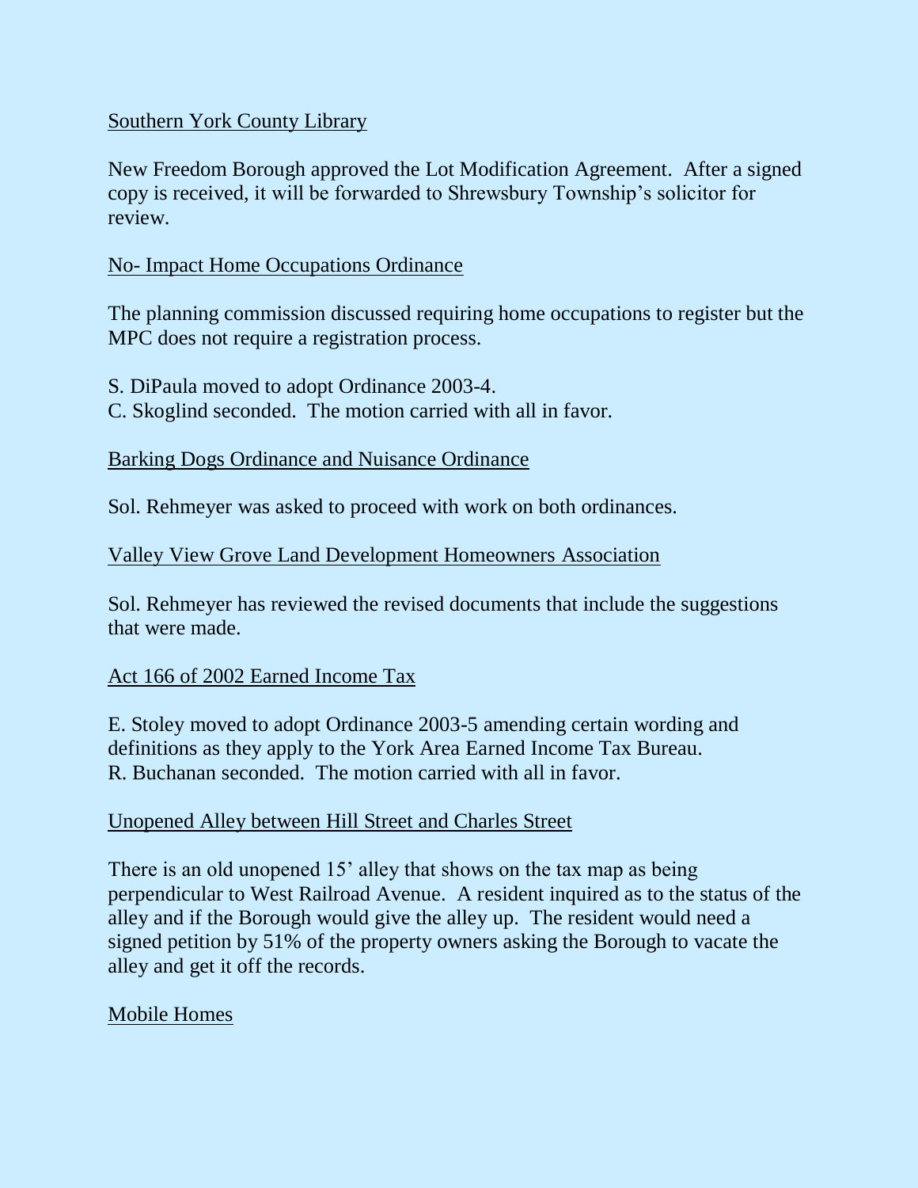Southern York County Library

New Freedom Borough approved the Lot Modification Agreement. After a signed copy is received, it will be forwarded to Shrewsbury Township's solicitor for review.

No- Impact Home Occupations Ordinance

The planning commission discussed requiring home occupations to register but the MPC does not require a registration process.

S. DiPaula moved to adopt Ordinance 2003-4.
C. Skoglind seconded. The motion carried with all in favor.

Barking Dogs Ordinance and Nuisance Ordinance

Sol. Rehmeyer was asked to proceed with work on both ordinances.

Valley View Grove Land Development Homeowners Association

Sol. Rehmeyer has reviewed the revised documents that include the suggestions that were made.

Act 166 of 2002 Earned Income Tax

E. Stoley moved to adopt Ordinance 2003-5 amending certain wording and definitions as they apply to the York Area Earned Income Tax Bureau.
R. Buchanan seconded. The motion carried with all in favor.

Unopened Alley between Hill Street and Charles Street

There is an old unopened 15' alley that shows on the tax map as being perpendicular to West Railroad Avenue. A resident inquired as to the status of the alley and if the Borough would give the alley up. The resident would need a signed petition by 51% of the property owners asking the Borough to vacate the alley and get it off the records.

Mobile Homes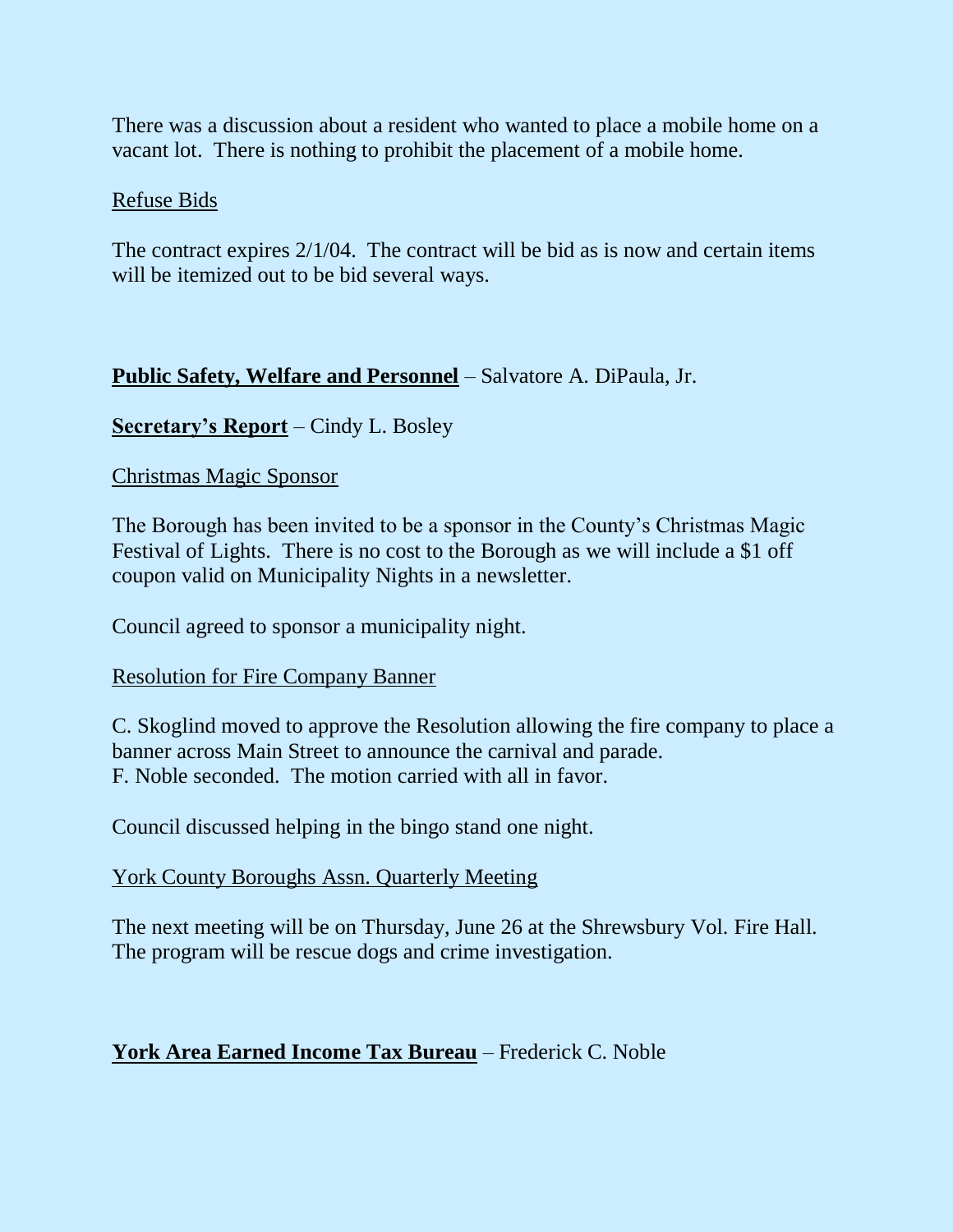There was a discussion about a resident who wanted to place a mobile home on a vacant lot. There is nothing to prohibit the placement of a mobile home.

Refuse Bids

The contract expires 2/1/04. The contract will be bid as is now and certain items will be itemized out to be bid several ways.

**Public Safety, Welfare and Personnel** – Salvatore A. DiPaula, Jr.

**Secretary's Report** – Cindy L. Bosley

Christmas Magic Sponsor

The Borough has been invited to be a sponsor in the County's Christmas Magic Festival of Lights. There is no cost to the Borough as we will include a $1 off coupon valid on Municipality Nights in a newsletter.

Council agreed to sponsor a municipality night.

Resolution for Fire Company Banner

C. Skoglind moved to approve the Resolution allowing the fire company to place a banner across Main Street to announce the carnival and parade.
F. Noble seconded. The motion carried with all in favor.

Council discussed helping in the bingo stand one night.

York County Boroughs Assn. Quarterly Meeting

The next meeting will be on Thursday, June 26 at the Shrewsbury Vol. Fire Hall. The program will be rescue dogs and crime investigation.

**York Area Earned Income Tax Bureau** – Frederick C. Noble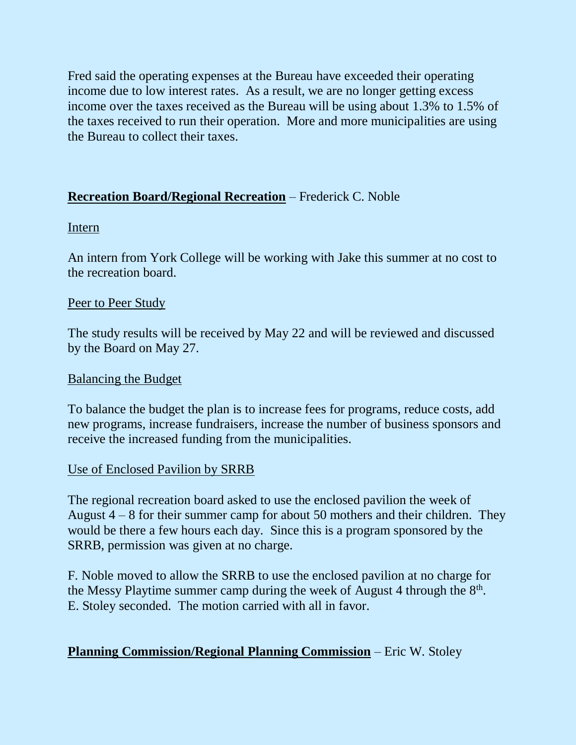Fred said the operating expenses at the Bureau have exceeded their operating income due to low interest rates. As a result, we are no longer getting excess income over the taxes received as the Bureau will be using about 1.3% to 1.5% of the taxes received to run their operation. More and more municipalities are using the Bureau to collect their taxes.

**Recreation Board/Regional Recreation** – Frederick C. Noble

Intern

An intern from York College will be working with Jake this summer at no cost to the recreation board.

Peer to Peer Study

The study results will be received by May 22 and will be reviewed and discussed by the Board on May 27.

Balancing the Budget

To balance the budget the plan is to increase fees for programs, reduce costs, add new programs, increase fundraisers, increase the number of business sponsors and receive the increased funding from the municipalities.

Use of Enclosed Pavilion by SRRB

The regional recreation board asked to use the enclosed pavilion the week of August 4 – 8 for their summer camp for about 50 mothers and their children. They would be there a few hours each day. Since this is a program sponsored by the SRRB, permission was given at no charge.

F. Noble moved to allow the SRRB to use the enclosed pavilion at no charge for the Messy Playtime summer camp during the week of August 4 through the 8th. E. Stoley seconded. The motion carried with all in favor.

**Planning Commission/Regional Planning Commission** – Eric W. Stoley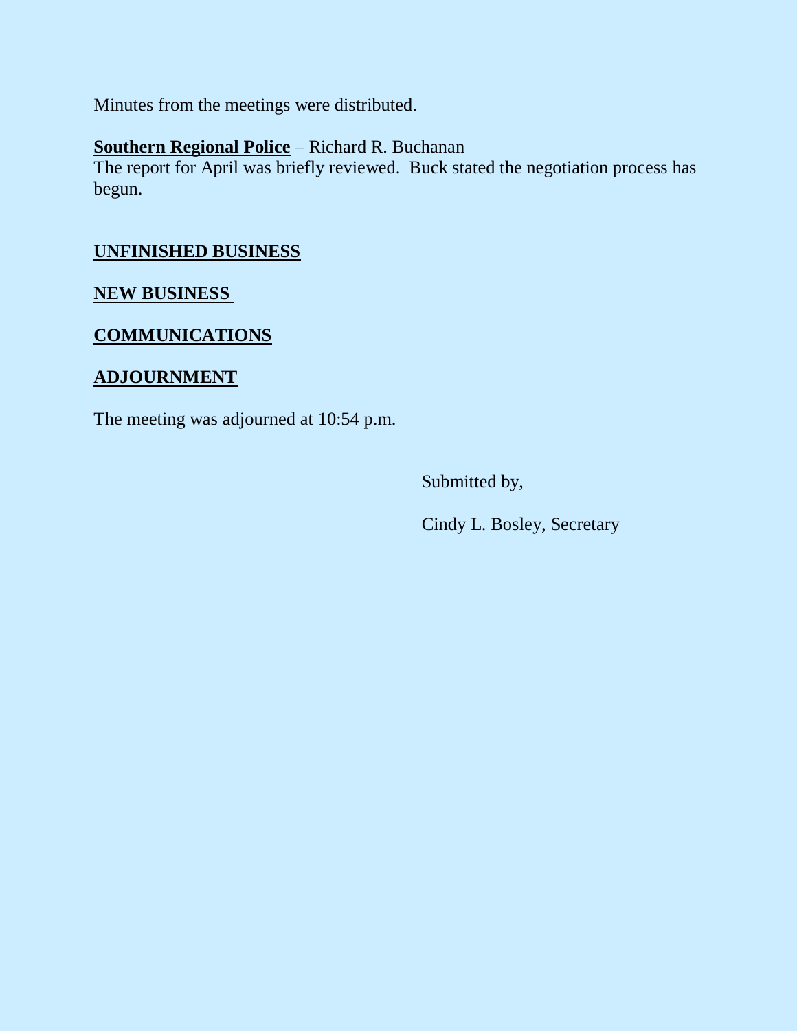Minutes from the meetings were distributed.

**Southern Regional Police** – Richard R. Buchanan
The report for April was briefly reviewed. Buck stated the negotiation process has begun.

## UNFINISHED BUSINESS

## NEW BUSINESS

## COMMUNICATIONS

## ADJOURNMENT

The meeting was adjourned at 10:54 p.m.

Submitted by,

Cindy L. Bosley, Secretary